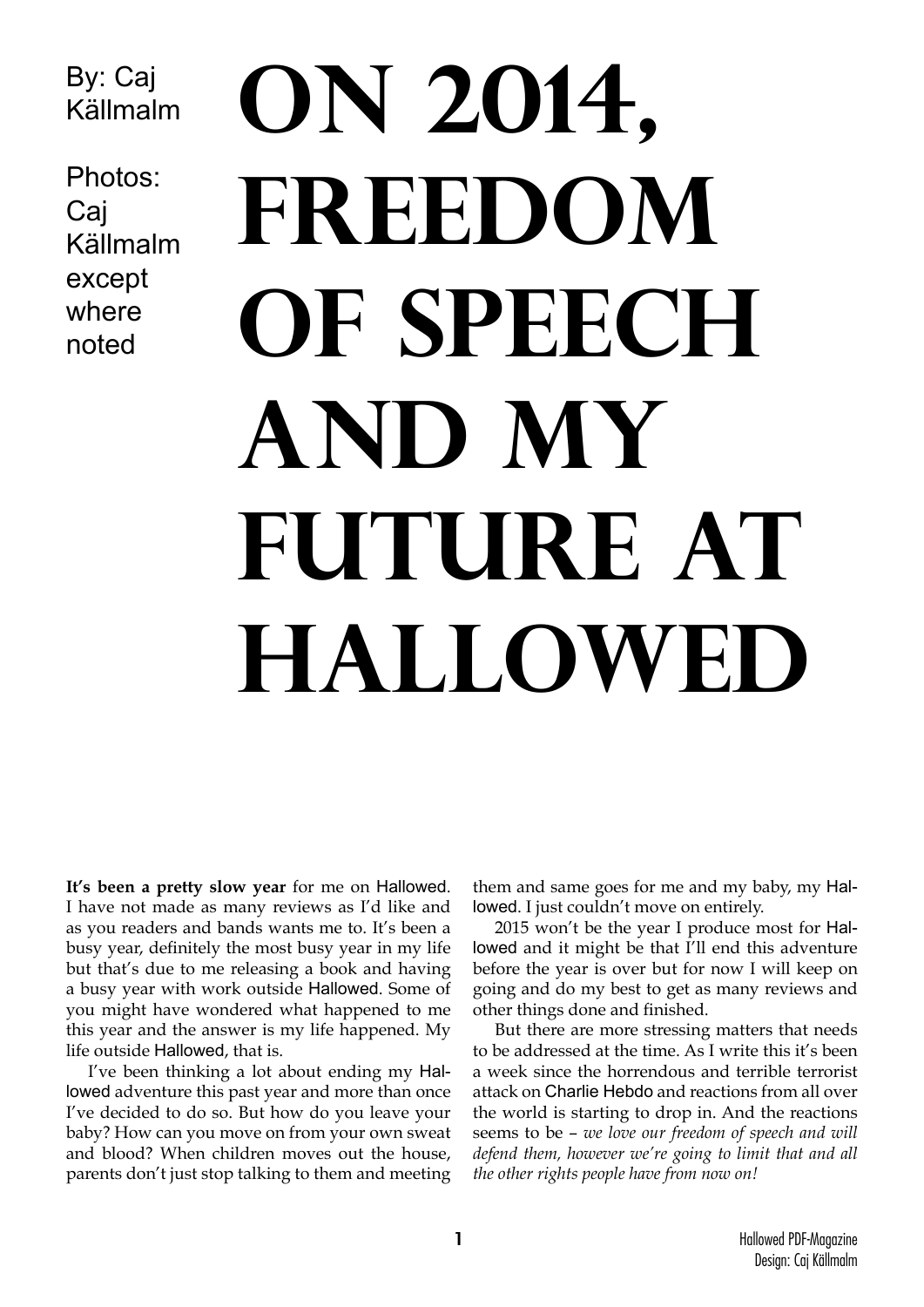By: Caj Källmalm

Photos: Caj Källmalm except where noted

# On 2014, Freedom of Speech and My Future at Hallowed

**It's been a pretty slow year** for me on Hallowed. I have not made as many reviews as I'd like and as you readers and bands wants me to. It's been a busy year, definitely the most busy year in my life but that's due to me releasing a book and having a busy year with work outside Hallowed. Some of you might have wondered what happened to me this year and the answer is my life happened. My life outside Hallowed, that is.

I've been thinking a lot about ending my Hallowed adventure this past year and more than once I've decided to do so. But how do you leave your baby? How can you move on from your own sweat and blood? When children moves out the house, parents don't just stop talking to them and meeting them and same goes for me and my baby, my Hallowed. I just couldn't move on entirely.

2015 won't be the year I produce most for Hallowed and it might be that I'll end this adventure before the year is over but for now I will keep on going and do my best to get as many reviews and other things done and finished.

But there are more stressing matters that needs to be addressed at the time. As I write this it's been a week since the horrendous and terrible terrorist attack on Charlie Hebdo and reactions from all over the world is starting to drop in. And the reactions seems to be – *we love our freedom of speech and will defend them, however we're going to limit that and all the other rights people have from now on!*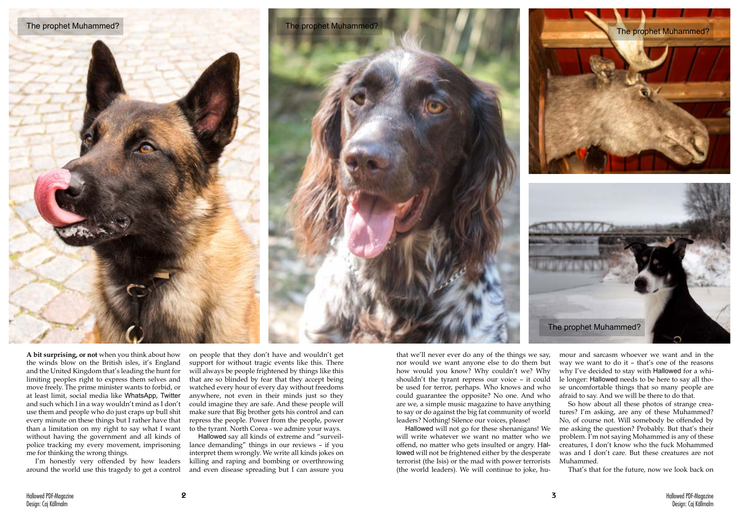The prophet Muhammed?

The prophet Muhammed?

The prophet Muhammed?

The prophet Muhammed?

**A bit surprising, or not** when you think about how the winds blow on the British isles, it's England and the United Kingdom that's leading the hunt for limiting peoples right to express them selves and move freely. The prime minister wants to forbid, or at least limit, social media like WhatsApp, Twitter and such which I in a way wouldn't mind as I don't use them and people who do just craps up bull shit every minute on these things but I rather have that than a limitation on my right to say what I want without having the government and all kinds of police tracking my every movement, imprisoning me for thinking the wrong things.

I'm honestly very offended by how leaders around the world use this tragedy to get a control on people that they don't have and wouldn't get support for without tragic events like this. There will always be people frightened by things like this that are so blinded by fear that they accept being watched every hour of every day without freedoms anywhere, not even in their minds just so they could imagine they are safe. And these people will make sure that Big brother gets his control and can repress the people. Power from the people, power to the tyrant. North Corea - we admire your ways.

Hallowed say all kinds of extreme and "surveillance demanding" things in our reviews – if you interpret them wrongly. We write all kinds jokes on killing and raping and bombing or overthrowing and even disease spreading but I can assure you that we'll never ever do any of the things we say, nor would we want anyone else to do them but how would you know? Why couldn't we? Why shouldn't the tyrant repress our voice – it could be used for terror, perhaps. Who knows and who could guarantee the opposite? No one. And who are we, a simple music magazine to have anything to say or do against the big fat community of world leaders? Nothing! Silence our voices, please!

Hallowed will not go for these shenanigans! We will write whatever we want no matter who we offend, no matter who gets insulted or angry. Hallowed will not be frightened either by the desperate terrorist (the Isis) or the mad with power terrorists (the world leaders). We will continue to joke, humour and sarcasm whoever we want and in the way we want to do it – that's one of the reasons why I've decided to stay with Hallowed for a while longer: Hallowed needs to be here to say all those uncomfortable things that so many people are afraid to say. And we will be there to do that.

So how about all these photos of strange creatures? I'm asking, are any of these Muhammed? No, of course not. Will somebody be offended by me asking the question? Probably. But that's their problem. I'm not saying Mohammed is any of these creatures, I don't know who the fuck Mohammed was and I don't care. But these creatures are not Muhammed.

That's that for the future, now we look back on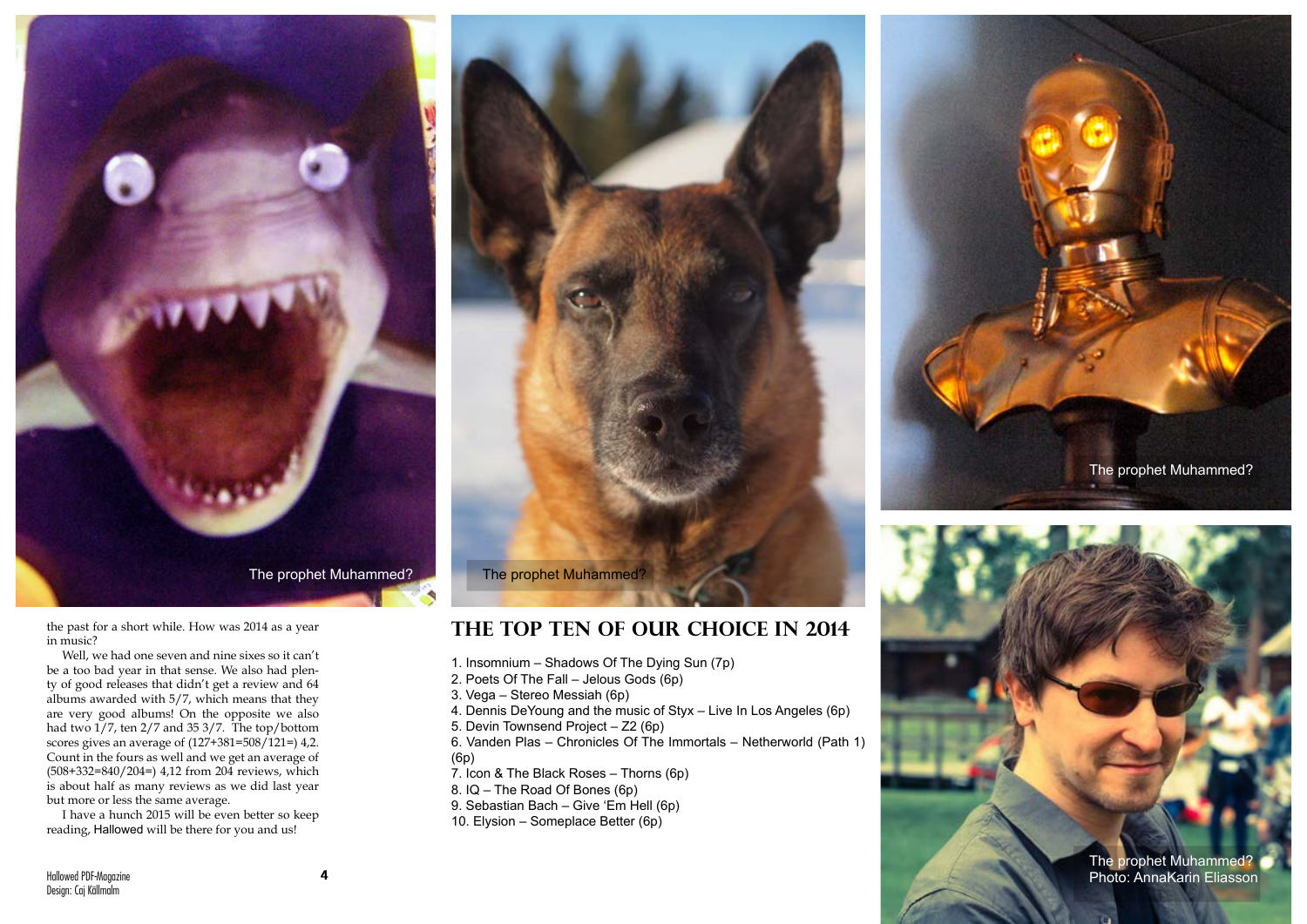The prophet Muhammed?

The prophet Muhammed?

The prophet Muhammed?

the past for a short while. How was 2014 as a year in music?

Well, we had one seven and nine sixes so it can't be a too bad year in that sense. We also had plenty of good releases that didn't get a review and 64 albums awarded with 5/7, which means that they are very good albums! On the opposite we also had two 1/7, ten 2/7 and 35 3/7. The top/bottom scores gives an average of (127+381=508/121=) 4,2. Count in the fours as well and we get an average of (508+332=840/204=) 4,12 from 204 reviews, which is about half as many reviews as we did last year but more or less the same average.

I have a hunch 2015 will be even better so keep reading, Hallowed will be there for you and us!

## THE TOP TEN OF OUR CHOICE IN 2014

1. Insomnium – Shadows Of The Dying Sun (7p)
2. Poets Of The Fall – Jelous Gods (6p)
3. Vega – Stereo Messiah (6p)
4. Dennis DeYoung and the music of Styx – Live In Los Angeles (6p)
5. Devin Townsend Project – Z2 (6p)
6. Vanden Plas – Chronicles Of The Immortals – Netherworld (Path 1) (6p)
7. Icon & The Black Roses – Thorns (6p)
8. IQ – The Road Of Bones (6p)
9. Sebastian Bach – Give 'Em Hell (6p)
10. Elysion – Someplace Better (6p)

The prophet Muhammed?
Photo: AnnaKarin Eliasson